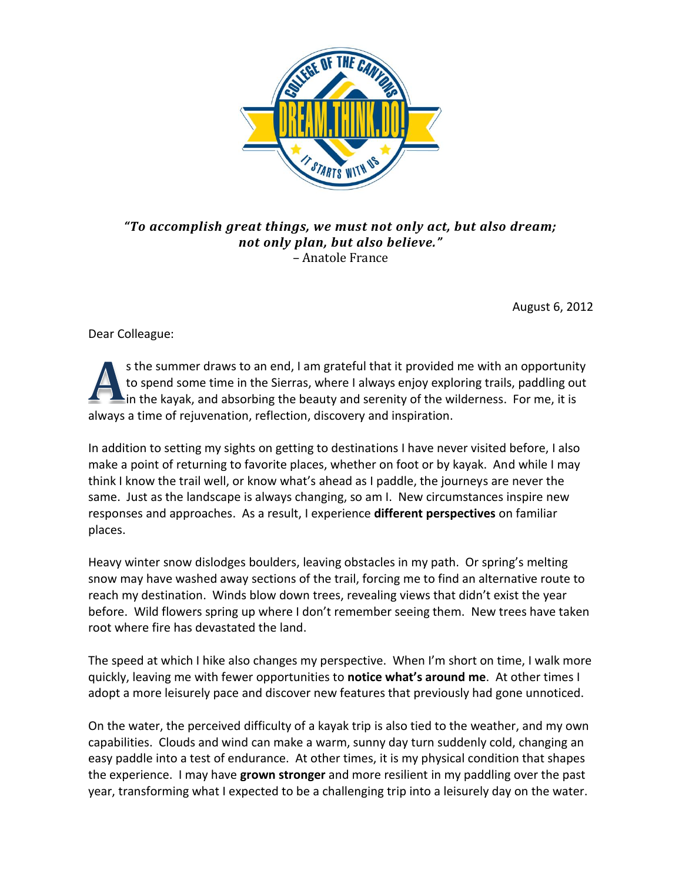***"To accomplish great things, we must not only act, but also dream; not only plan, but also believe."***
– Anatole France

August 6, 2012

Dear Colleague:

As the summer draws to an end, I am grateful that it provided me with an opportunity to spend some time in the Sierras, where I always enjoy exploring trails, paddling out in the kayak, and absorbing the beauty and serenity of the wilderness. For me, it is always a time of rejuvenation, reflection, discovery and inspiration.

In addition to setting my sights on getting to destinations I have never visited before, I also make a point of returning to favorite places, whether on foot or by kayak. And while I may think I know the trail well, or know what's ahead as I paddle, the journeys are never the same. Just as the landscape is always changing, so am I. New circumstances inspire new responses and approaches. As a result, I experience **different perspectives** on familiar places.

Heavy winter snow dislodges boulders, leaving obstacles in my path. Or spring's melting snow may have washed away sections of the trail, forcing me to find an alternative route to reach my destination. Winds blow down trees, revealing views that didn't exist the year before. Wild flowers spring up where I don't remember seeing them. New trees have taken root where fire has devastated the land.

The speed at which I hike also changes my perspective. When I'm short on time, I walk more quickly, leaving me with fewer opportunities to **notice what's around me**. At other times I adopt a more leisurely pace and discover new features that previously had gone unnoticed.

On the water, the perceived difficulty of a kayak trip is also tied to the weather, and my own capabilities. Clouds and wind can make a warm, sunny day turn suddenly cold, changing an easy paddle into a test of endurance. At other times, it is my physical condition that shapes the experience. I may have **grown stronger** and more resilient in my paddling over the past year, transforming what I expected to be a challenging trip into a leisurely day on the water.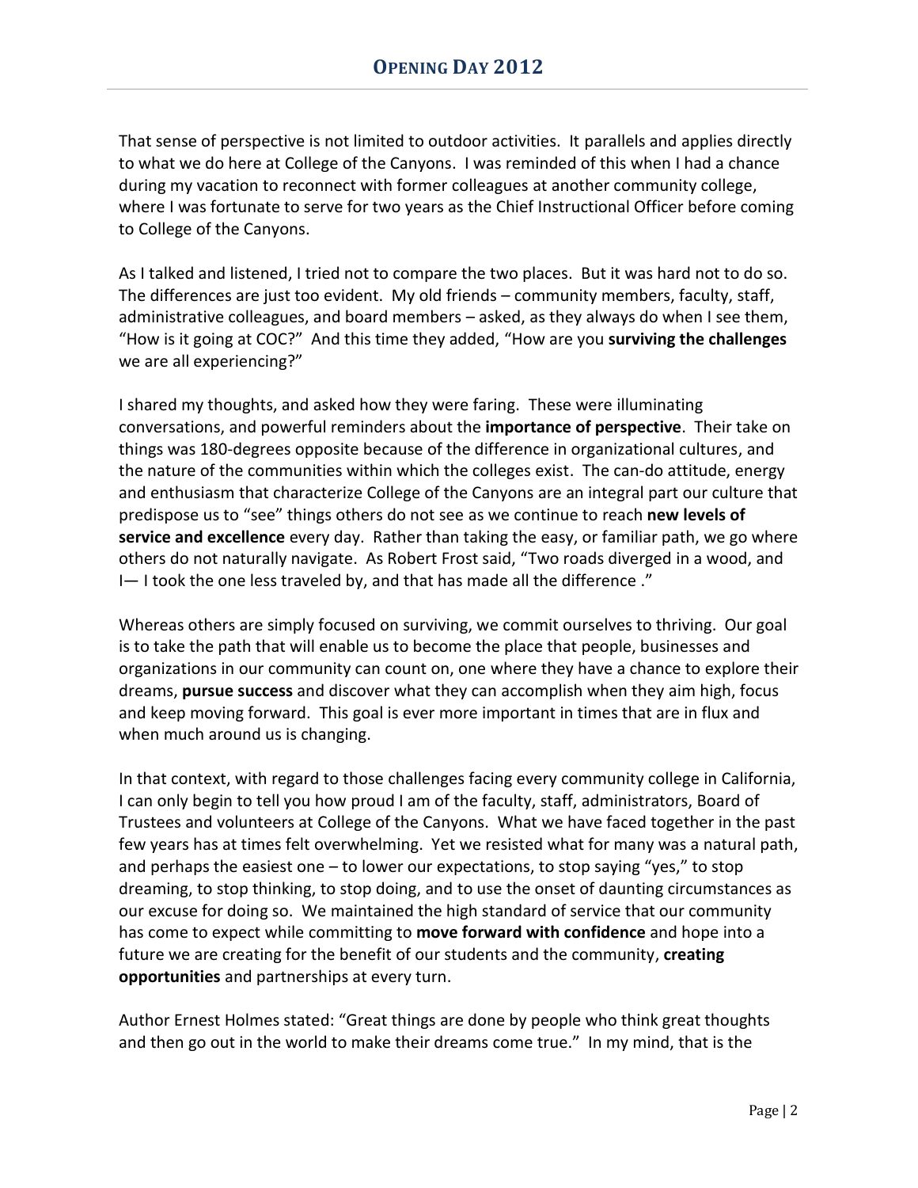That sense of perspective is not limited to outdoor activities. It parallels and applies directly to what we do here at College of the Canyons. I was reminded of this when I had a chance during my vacation to reconnect with former colleagues at another community college, where I was fortunate to serve for two years as the Chief Instructional Officer before coming to College of the Canyons.

As I talked and listened, I tried not to compare the two places. But it was hard not to do so. The differences are just too evident. My old friends – community members, faculty, staff, administrative colleagues, and board members – asked, as they always do when I see them, "How is it going at COC?" And this time they added, "How are you **surviving the challenges** we are all experiencing?"

I shared my thoughts, and asked how they were faring. These were illuminating conversations, and powerful reminders about the **importance of perspective**. Their take on things was 180-degrees opposite because of the difference in organizational cultures, and the nature of the communities within which the colleges exist. The can-do attitude, energy and enthusiasm that characterize College of the Canyons are an integral part our culture that predispose us to "see" things others do not see as we continue to reach **new levels of service and excellence** every day. Rather than taking the easy, or familiar path, we go where others do not naturally navigate. As Robert Frost said, "Two roads diverged in a wood, and I— I took the one less traveled by, and that has made all the difference ."

Whereas others are simply focused on surviving, we commit ourselves to thriving. Our goal is to take the path that will enable us to become the place that people, businesses and organizations in our community can count on, one where they have a chance to explore their dreams, **pursue success** and discover what they can accomplish when they aim high, focus and keep moving forward. This goal is ever more important in times that are in flux and when much around us is changing.

In that context, with regard to those challenges facing every community college in California, I can only begin to tell you how proud I am of the faculty, staff, administrators, Board of Trustees and volunteers at College of the Canyons. What we have faced together in the past few years has at times felt overwhelming. Yet we resisted what for many was a natural path, and perhaps the easiest one – to lower our expectations, to stop saying "yes," to stop dreaming, to stop thinking, to stop doing, and to use the onset of daunting circumstances as our excuse for doing so. We maintained the high standard of service that our community has come to expect while committing to **move forward with confidence** and hope into a future we are creating for the benefit of our students and the community, **creating opportunities** and partnerships at every turn.

Author Ernest Holmes stated: "Great things are done by people who think great thoughts and then go out in the world to make their dreams come true." In my mind, that is the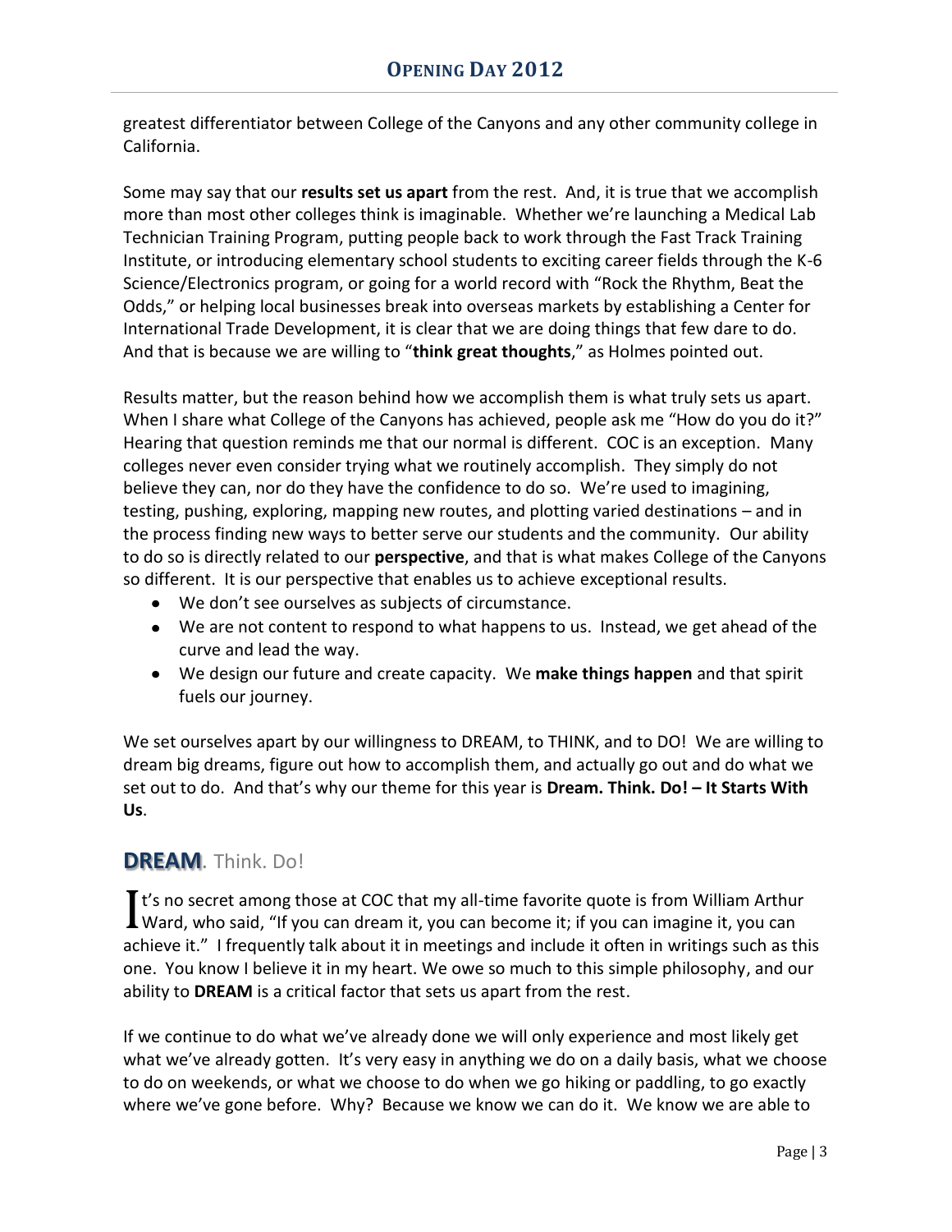greatest differentiator between College of the Canyons and any other community college in California.

Some may say that our **results set us apart** from the rest. And, it is true that we accomplish more than most other colleges think is imaginable. Whether we're launching a Medical Lab Technician Training Program, putting people back to work through the Fast Track Training Institute, or introducing elementary school students to exciting career fields through the K-6 Science/Electronics program, or going for a world record with "Rock the Rhythm, Beat the Odds," or helping local businesses break into overseas markets by establishing a Center for International Trade Development, it is clear that we are doing things that few dare to do. And that is because we are willing to "**think great thoughts**," as Holmes pointed out.

Results matter, but the reason behind how we accomplish them is what truly sets us apart. When I share what College of the Canyons has achieved, people ask me "How do you do it?" Hearing that question reminds me that our normal is different. COC is an exception. Many colleges never even consider trying what we routinely accomplish. They simply do not believe they can, nor do they have the confidence to do so. We're used to imagining, testing, pushing, exploring, mapping new routes, and plotting varied destinations – and in the process finding new ways to better serve our students and the community. Our ability to do so is directly related to our **perspective**, and that is what makes College of the Canyons so different. It is our perspective that enables us to achieve exceptional results.

- We don't see ourselves as subjects of circumstance.
- We are not content to respond to what happens to us. Instead, we get ahead of the curve and lead the way.
- We design our future and create capacity. We **make things happen** and that spirit fuels our journey.

We set ourselves apart by our willingness to DREAM, to THINK, and to DO! We are willing to dream big dreams, figure out how to accomplish them, and actually go out and do what we set out to do. And that's why our theme for this year is **Dream. Think. Do! – It Starts With Us**.

## **DREAM**. Think. Do!

It's no secret among those at COC that my all-time favorite quote is from William Arthur Ward, who said, "If you can dream it, you can become it; if you can imagine it, you can achieve it." I frequently talk about it in meetings and include it often in writings such as this one. You know I believe it in my heart. We owe so much to this simple philosophy, and our ability to **DREAM** is a critical factor that sets us apart from the rest.

If we continue to do what we've already done we will only experience and most likely get what we've already gotten. It's very easy in anything we do on a daily basis, what we choose to do on weekends, or what we choose to do when we go hiking or paddling, to go exactly where we've gone before. Why? Because we know we can do it. We know we are able to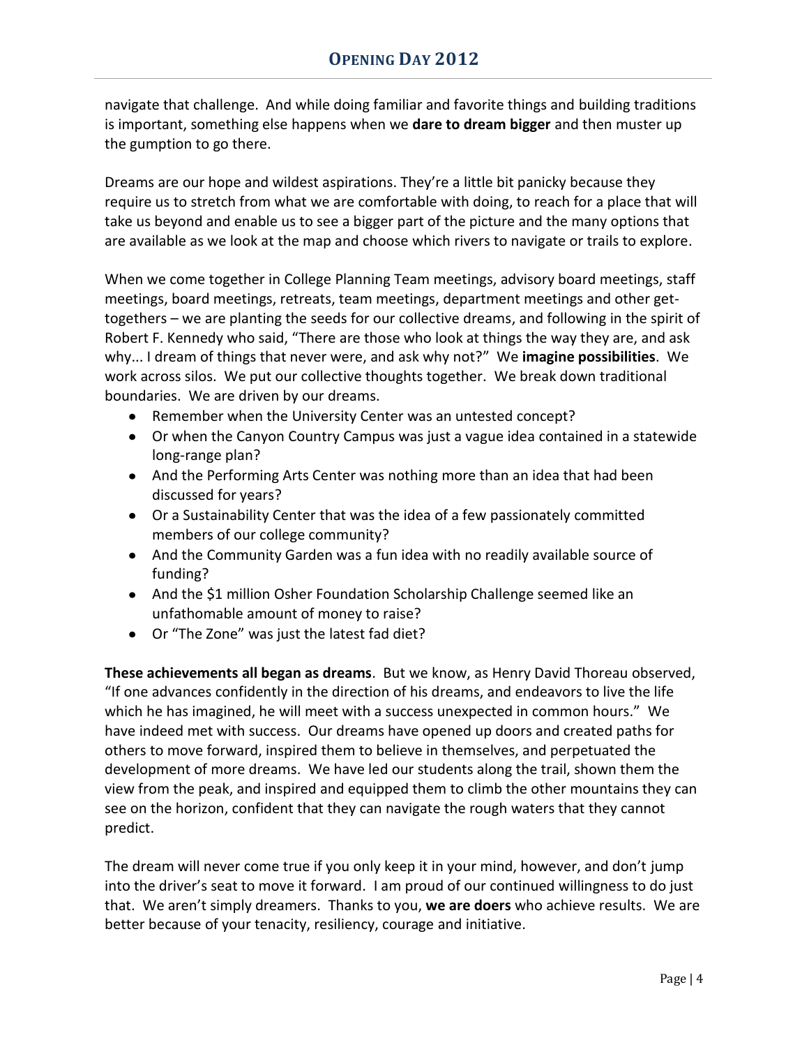navigate that challenge. And while doing familiar and favorite things and building traditions is important, something else happens when we **dare to dream bigger** and then muster up the gumption to go there.

Dreams are our hope and wildest aspirations. They're a little bit panicky because they require us to stretch from what we are comfortable with doing, to reach for a place that will take us beyond and enable us to see a bigger part of the picture and the many options that are available as we look at the map and choose which rivers to navigate or trails to explore.

When we come together in College Planning Team meetings, advisory board meetings, staff meetings, board meetings, retreats, team meetings, department meetings and other get-togethers – we are planting the seeds for our collective dreams, and following in the spirit of Robert F. Kennedy who said, "There are those who look at things the way they are, and ask why... I dream of things that never were, and ask why not?" We **imagine possibilities**. We work across silos. We put our collective thoughts together. We break down traditional boundaries. We are driven by our dreams.

- Remember when the University Center was an untested concept?
- Or when the Canyon Country Campus was just a vague idea contained in a statewide long-range plan?
- And the Performing Arts Center was nothing more than an idea that had been discussed for years?
- Or a Sustainability Center that was the idea of a few passionately committed members of our college community?
- And the Community Garden was a fun idea with no readily available source of funding?
- And the $1 million Osher Foundation Scholarship Challenge seemed like an unfathomable amount of money to raise?
- Or "The Zone" was just the latest fad diet?

**These achievements all began as dreams**. But we know, as Henry David Thoreau observed, "If one advances confidently in the direction of his dreams, and endeavors to live the life which he has imagined, he will meet with a success unexpected in common hours." We have indeed met with success. Our dreams have opened up doors and created paths for others to move forward, inspired them to believe in themselves, and perpetuated the development of more dreams. We have led our students along the trail, shown them the view from the peak, and inspired and equipped them to climb the other mountains they can see on the horizon, confident that they can navigate the rough waters that they cannot predict.

The dream will never come true if you only keep it in your mind, however, and don't jump into the driver's seat to move it forward. I am proud of our continued willingness to do just that. We aren't simply dreamers. Thanks to you, **we are doers** who achieve results. We are better because of your tenacity, resiliency, courage and initiative.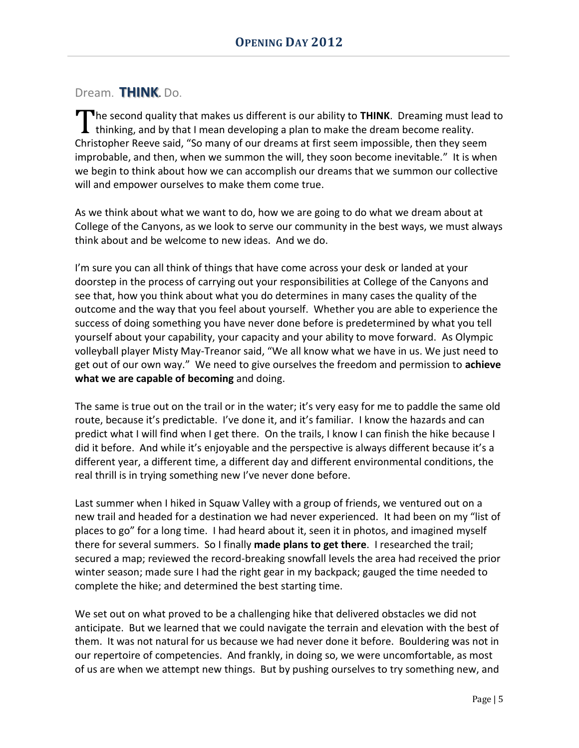## Dream. **THINK**. Do.

The second quality that makes us different is our ability to **THINK**. Dreaming must lead to thinking, and by that I mean developing a plan to make the dream become reality. Christopher Reeve said, "So many of our dreams at first seem impossible, then they seem improbable, and then, when we summon the will, they soon become inevitable." It is when we begin to think about how we can accomplish our dreams that we summon our collective will and empower ourselves to make them come true.

As we think about what we want to do, how we are going to do what we dream about at College of the Canyons, as we look to serve our community in the best ways, we must always think about and be welcome to new ideas. And we do.

I'm sure you can all think of things that have come across your desk or landed at your doorstep in the process of carrying out your responsibilities at College of the Canyons and see that, how you think about what you do determines in many cases the quality of the outcome and the way that you feel about yourself. Whether you are able to experience the success of doing something you have never done before is predetermined by what you tell yourself about your capability, your capacity and your ability to move forward. As Olympic volleyball player Misty May-Treanor said, "We all know what we have in us. We just need to get out of our own way." We need to give ourselves the freedom and permission to **achieve what we are capable of becoming** and doing.

The same is true out on the trail or in the water; it's very easy for me to paddle the same old route, because it's predictable. I've done it, and it's familiar. I know the hazards and can predict what I will find when I get there. On the trails, I know I can finish the hike because I did it before. And while it's enjoyable and the perspective is always different because it's a different year, a different time, a different day and different environmental conditions, the real thrill is in trying something new I've never done before.

Last summer when I hiked in Squaw Valley with a group of friends, we ventured out on a new trail and headed for a destination we had never experienced. It had been on my "list of places to go" for a long time. I had heard about it, seen it in photos, and imagined myself there for several summers. So I finally **made plans to get there**. I researched the trail; secured a map; reviewed the record-breaking snowfall levels the area had received the prior winter season; made sure I had the right gear in my backpack; gauged the time needed to complete the hike; and determined the best starting time.

We set out on what proved to be a challenging hike that delivered obstacles we did not anticipate. But we learned that we could navigate the terrain and elevation with the best of them. It was not natural for us because we had never done it before. Bouldering was not in our repertoire of competencies. And frankly, in doing so, we were uncomfortable, as most of us are when we attempt new things. But by pushing ourselves to try something new, and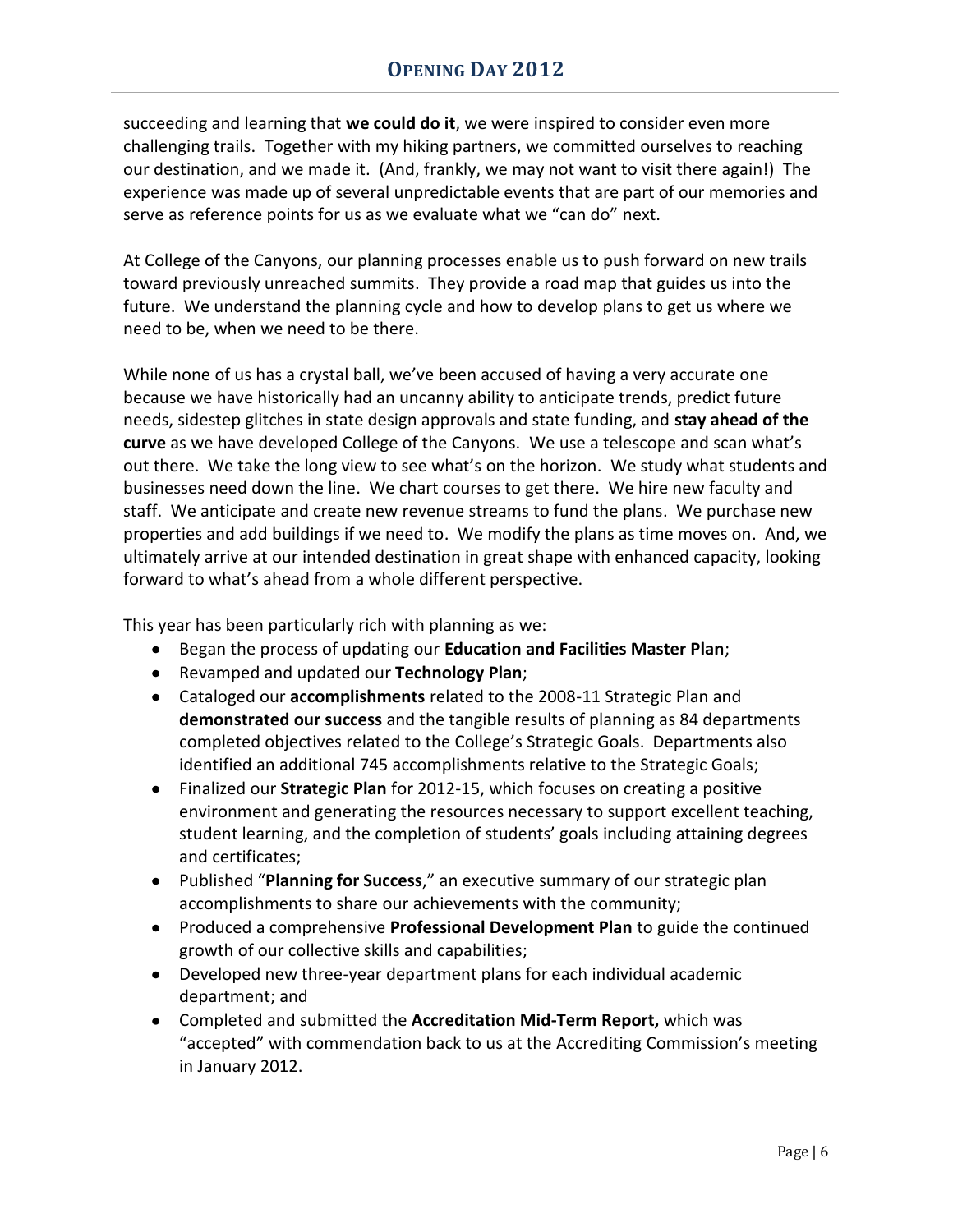succeeding and learning that **we could do it**, we were inspired to consider even more challenging trails. Together with my hiking partners, we committed ourselves to reaching our destination, and we made it. (And, frankly, we may not want to visit there again!) The experience was made up of several unpredictable events that are part of our memories and serve as reference points for us as we evaluate what we "can do" next.

At College of the Canyons, our planning processes enable us to push forward on new trails toward previously unreached summits. They provide a road map that guides us into the future. We understand the planning cycle and how to develop plans to get us where we need to be, when we need to be there.

While none of us has a crystal ball, we've been accused of having a very accurate one because we have historically had an uncanny ability to anticipate trends, predict future needs, sidestep glitches in state design approvals and state funding, and **stay ahead of the curve** as we have developed College of the Canyons. We use a telescope and scan what's out there. We take the long view to see what's on the horizon. We study what students and businesses need down the line. We chart courses to get there. We hire new faculty and staff. We anticipate and create new revenue streams to fund the plans. We purchase new properties and add buildings if we need to. We modify the plans as time moves on. And, we ultimately arrive at our intended destination in great shape with enhanced capacity, looking forward to what's ahead from a whole different perspective.

This year has been particularly rich with planning as we:

- Began the process of updating our **Education and Facilities Master Plan**;
- Revamped and updated our **Technology Plan**;
- Cataloged our **accomplishments** related to the 2008-11 Strategic Plan and **demonstrated our success** and the tangible results of planning as 84 departments completed objectives related to the College's Strategic Goals. Departments also identified an additional 745 accomplishments relative to the Strategic Goals;
- Finalized our **Strategic Plan** for 2012-15, which focuses on creating a positive environment and generating the resources necessary to support excellent teaching, student learning, and the completion of students' goals including attaining degrees and certificates;
- Published "**Planning for Success**," an executive summary of our strategic plan accomplishments to share our achievements with the community;
- Produced a comprehensive **Professional Development Plan** to guide the continued growth of our collective skills and capabilities;
- Developed new three-year department plans for each individual academic department; and
- Completed and submitted the **Accreditation Mid-Term Report,** which was "accepted" with commendation back to us at the Accrediting Commission's meeting in January 2012.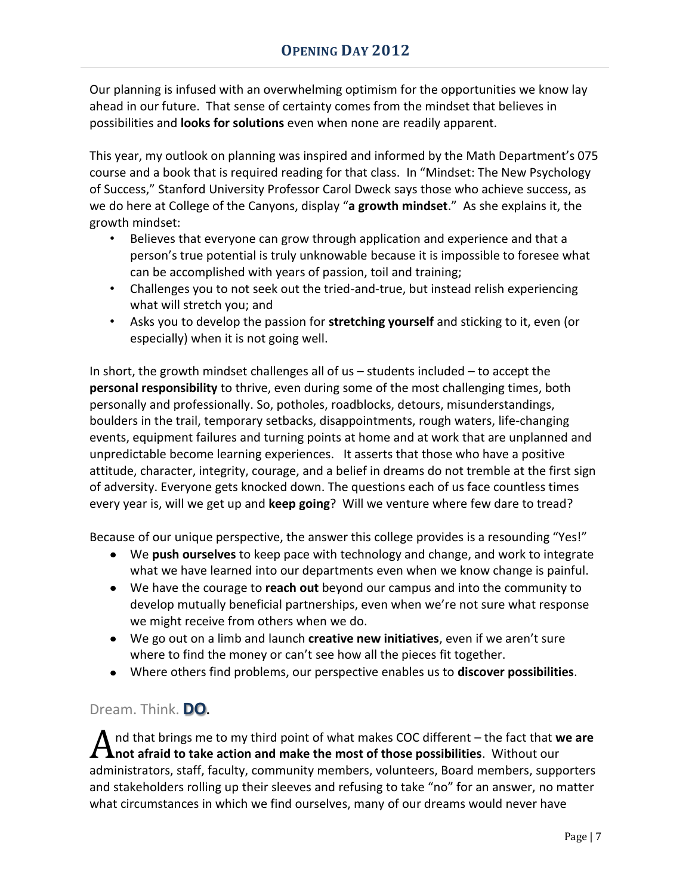Our planning is infused with an overwhelming optimism for the opportunities we know lay ahead in our future. That sense of certainty comes from the mindset that believes in possibilities and **looks for solutions** even when none are readily apparent.

This year, my outlook on planning was inspired and informed by the Math Department's 075 course and a book that is required reading for that class. In "Mindset: The New Psychology of Success," Stanford University Professor Carol Dweck says those who achieve success, as we do here at College of the Canyons, display "**a growth mindset**." As she explains it, the growth mindset:

- Believes that everyone can grow through application and experience and that a person's true potential is truly unknowable because it is impossible to foresee what can be accomplished with years of passion, toil and training;
- Challenges you to not seek out the tried-and-true, but instead relish experiencing what will stretch you; and
- Asks you to develop the passion for **stretching yourself** and sticking to it, even (or especially) when it is not going well.

In short, the growth mindset challenges all of us – students included – to accept the **personal responsibility** to thrive, even during some of the most challenging times, both personally and professionally. So, potholes, roadblocks, detours, misunderstandings, boulders in the trail, temporary setbacks, disappointments, rough waters, life-changing events, equipment failures and turning points at home and at work that are unplanned and unpredictable become learning experiences. It asserts that those who have a positive attitude, character, integrity, courage, and a belief in dreams do not tremble at the first sign of adversity. Everyone gets knocked down. The questions each of us face countless times every year is, will we get up and **keep going**? Will we venture where few dare to tread?

Because of our unique perspective, the answer this college provides is a resounding "Yes!"

- We **push ourselves** to keep pace with technology and change, and work to integrate what we have learned into our departments even when we know change is painful.
- We have the courage to **reach out** beyond our campus and into the community to develop mutually beneficial partnerships, even when we're not sure what response we might receive from others when we do.
- We go out on a limb and launch **creative new initiatives**, even if we aren't sure where to find the money or can't see how all the pieces fit together.
- Where others find problems, our perspective enables us to **discover possibilities**.

## Dream. Think. **DO.**

And that brings me to my third point of what makes COC different – the fact that **we are not afraid to take action and make the most of those possibilities**. Without our administrators, staff, faculty, community members, volunteers, Board members, supporters and stakeholders rolling up their sleeves and refusing to take "no" for an answer, no matter what circumstances in which we find ourselves, many of our dreams would never have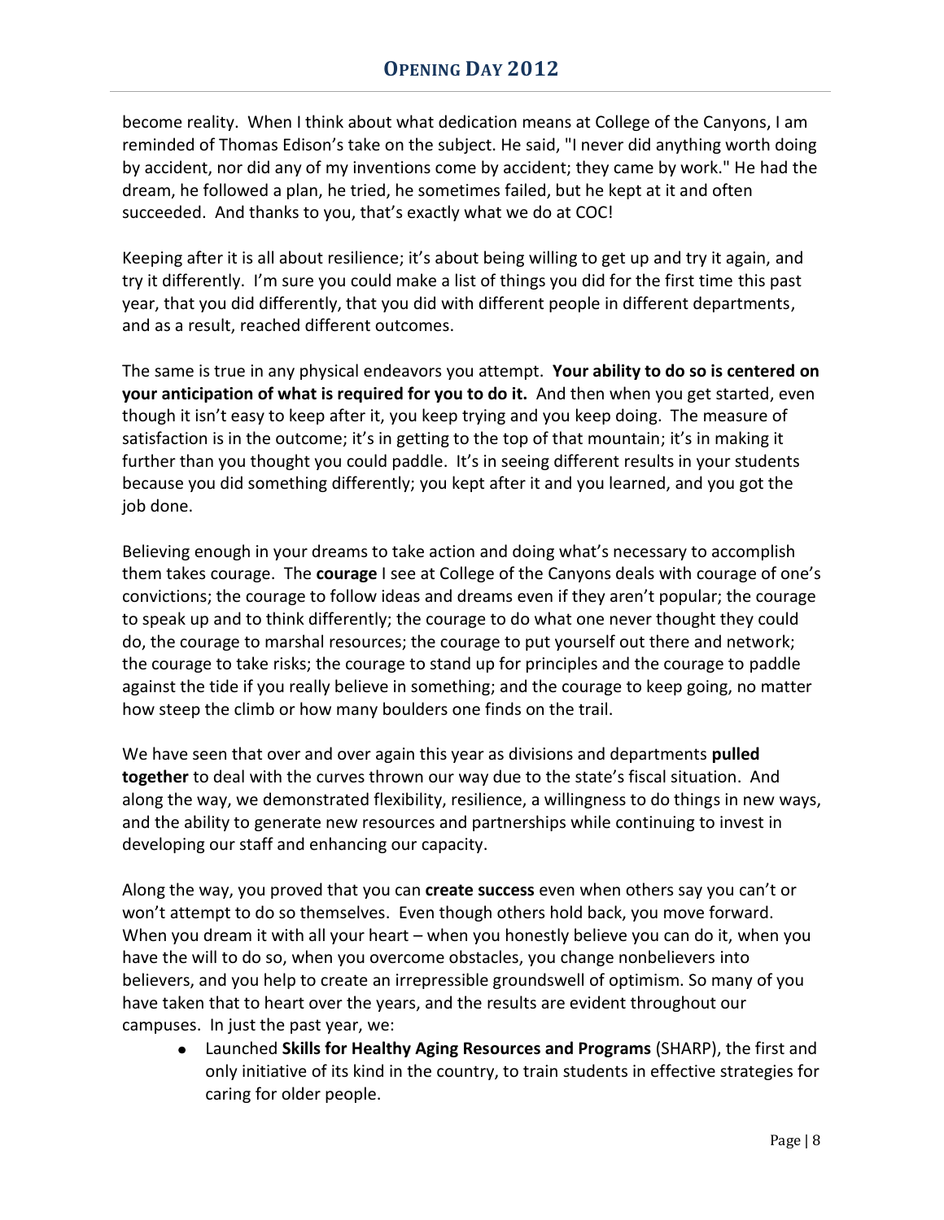become reality. When I think about what dedication means at College of the Canyons, I am reminded of Thomas Edison's take on the subject. He said, "I never did anything worth doing by accident, nor did any of my inventions come by accident; they came by work." He had the dream, he followed a plan, he tried, he sometimes failed, but he kept at it and often succeeded. And thanks to you, that's exactly what we do at COC!

Keeping after it is all about resilience; it's about being willing to get up and try it again, and try it differently. I'm sure you could make a list of things you did for the first time this past year, that you did differently, that you did with different people in different departments, and as a result, reached different outcomes.

The same is true in any physical endeavors you attempt. **Your ability to do so is centered on your anticipation of what is required for you to do it.** And then when you get started, even though it isn't easy to keep after it, you keep trying and you keep doing. The measure of satisfaction is in the outcome; it's in getting to the top of that mountain; it's in making it further than you thought you could paddle. It's in seeing different results in your students because you did something differently; you kept after it and you learned, and you got the job done.

Believing enough in your dreams to take action and doing what's necessary to accomplish them takes courage. The **courage** I see at College of the Canyons deals with courage of one's convictions; the courage to follow ideas and dreams even if they aren't popular; the courage to speak up and to think differently; the courage to do what one never thought they could do, the courage to marshal resources; the courage to put yourself out there and network; the courage to take risks; the courage to stand up for principles and the courage to paddle against the tide if you really believe in something; and the courage to keep going, no matter how steep the climb or how many boulders one finds on the trail.

We have seen that over and over again this year as divisions and departments **pulled together** to deal with the curves thrown our way due to the state's fiscal situation. And along the way, we demonstrated flexibility, resilience, a willingness to do things in new ways, and the ability to generate new resources and partnerships while continuing to invest in developing our staff and enhancing our capacity.

Along the way, you proved that you can **create success** even when others say you can't or won't attempt to do so themselves. Even though others hold back, you move forward. When you dream it with all your heart – when you honestly believe you can do it, when you have the will to do so, when you overcome obstacles, you change nonbelievers into believers, and you help to create an irrepressible groundswell of optimism. So many of you have taken that to heart over the years, and the results are evident throughout our campuses. In just the past year, we:

- Launched **Skills for Healthy Aging Resources and Programs** (SHARP), the first and only initiative of its kind in the country, to train students in effective strategies for caring for older people.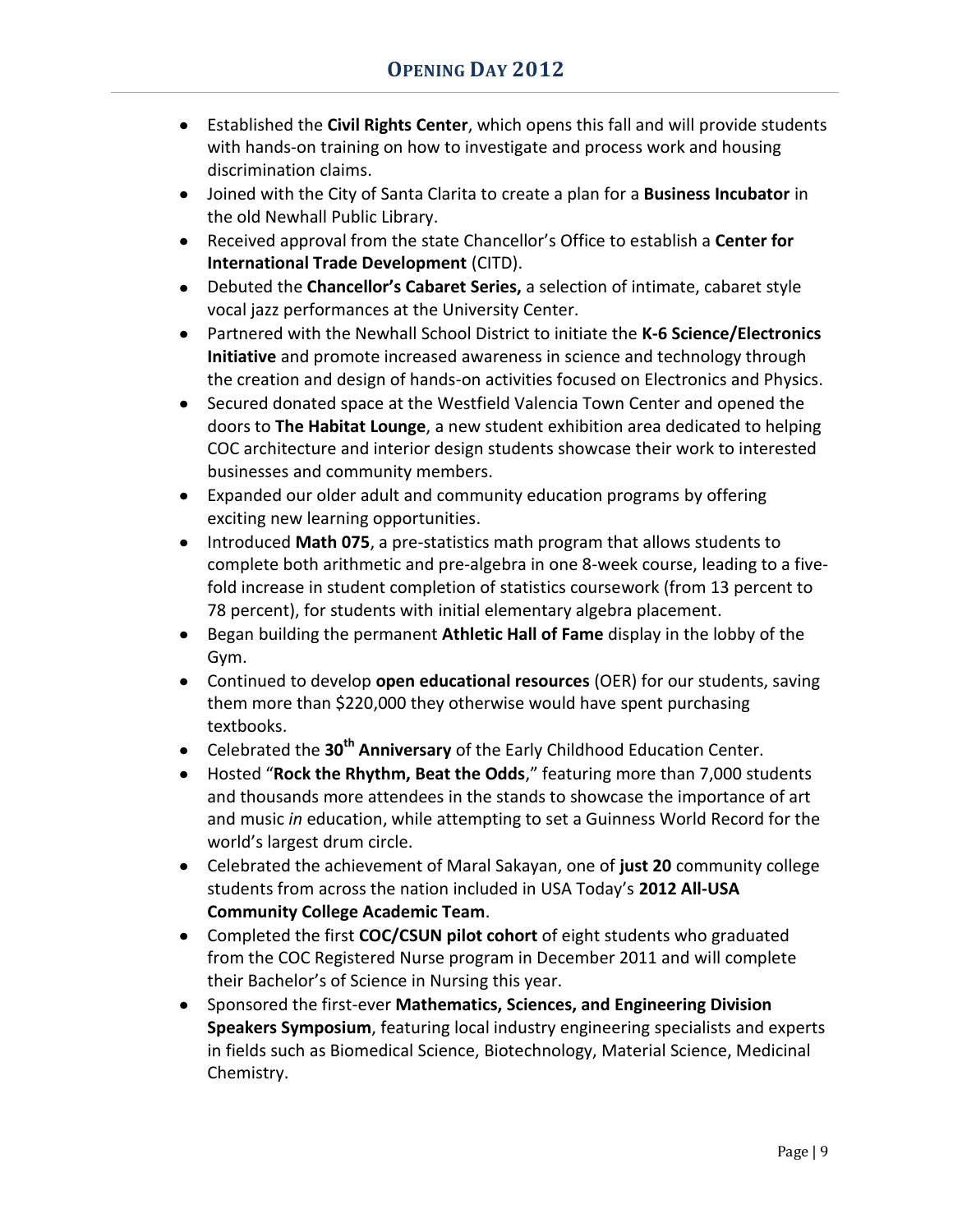- Established the **Civil Rights Center**, which opens this fall and will provide students with hands-on training on how to investigate and process work and housing discrimination claims.
- Joined with the City of Santa Clarita to create a plan for a **Business Incubator** in the old Newhall Public Library.
- Received approval from the state Chancellor's Office to establish a **Center for International Trade Development** (CITD).
- Debuted the **Chancellor's Cabaret Series,** a selection of intimate, cabaret style vocal jazz performances at the University Center.
- Partnered with the Newhall School District to initiate the **K-6 Science/Electronics Initiative** and promote increased awareness in science and technology through the creation and design of hands-on activities focused on Electronics and Physics.
- Secured donated space at the Westfield Valencia Town Center and opened the doors to **The Habitat Lounge**, a new student exhibition area dedicated to helping COC architecture and interior design students showcase their work to interested businesses and community members.
- Expanded our older adult and community education programs by offering exciting new learning opportunities.
- Introduced **Math 075**, a pre-statistics math program that allows students to complete both arithmetic and pre-algebra in one 8-week course, leading to a five-fold increase in student completion of statistics coursework (from 13 percent to 78 percent), for students with initial elementary algebra placement.
- Began building the permanent **Athletic Hall of Fame** display in the lobby of the Gym.
- Continued to develop **open educational resources** (OER) for our students, saving them more than $220,000 they otherwise would have spent purchasing textbooks.
- Celebrated the **30th Anniversary** of the Early Childhood Education Center.
- Hosted "**Rock the Rhythm, Beat the Odds**," featuring more than 7,000 students and thousands more attendees in the stands to showcase the importance of art and music *in* education, while attempting to set a Guinness World Record for the world's largest drum circle.
- Celebrated the achievement of Maral Sakayan, one of **just 20** community college students from across the nation included in USA Today's **2012 All-USA Community College Academic Team**.
- Completed the first **COC/CSUN pilot cohort** of eight students who graduated from the COC Registered Nurse program in December 2011 and will complete their Bachelor's of Science in Nursing this year.
- Sponsored the first-ever **Mathematics, Sciences, and Engineering Division Speakers Symposium**, featuring local industry engineering specialists and experts in fields such as Biomedical Science, Biotechnology, Material Science, Medicinal Chemistry.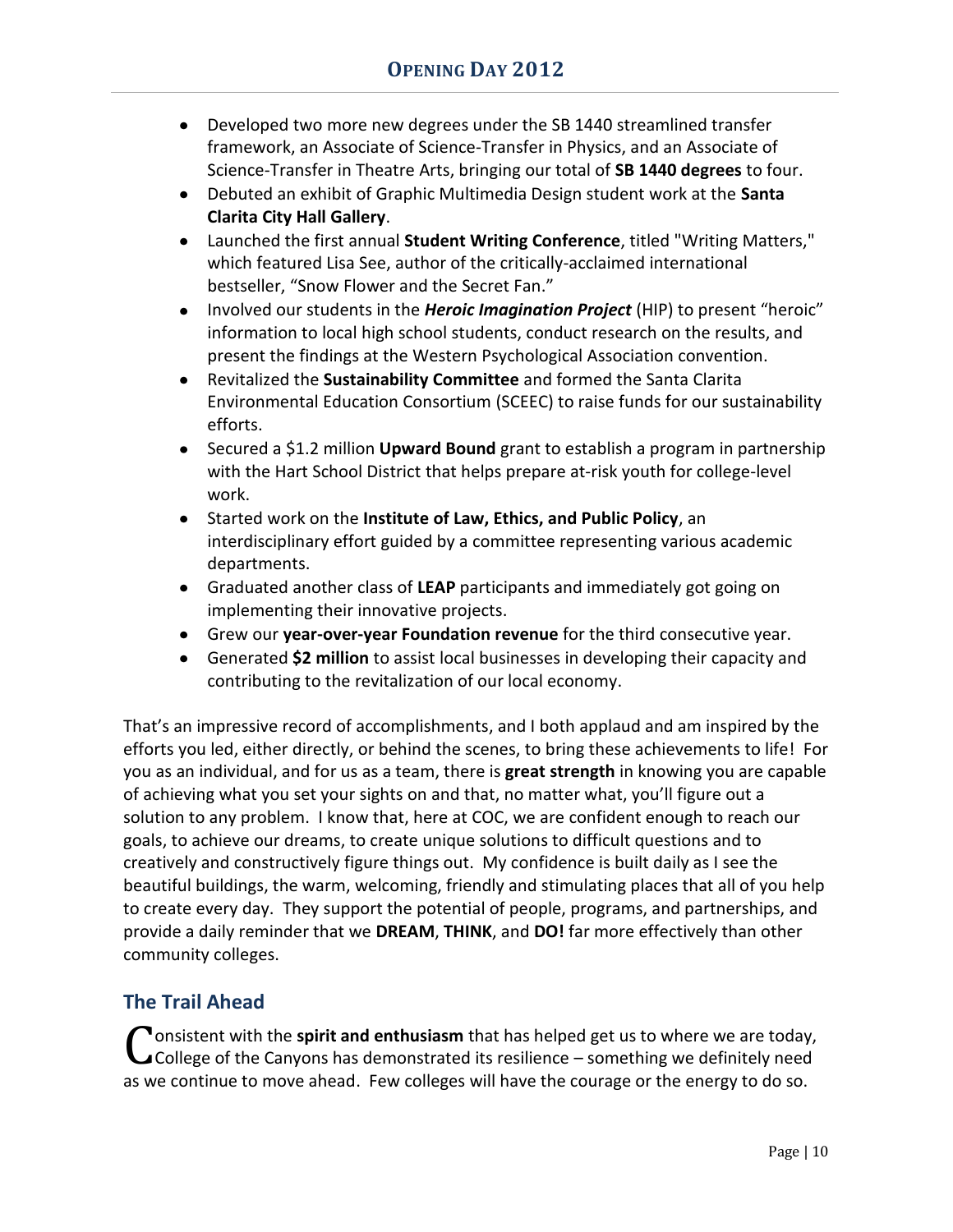- Developed two more new degrees under the SB 1440 streamlined transfer framework, an Associate of Science-Transfer in Physics, and an Associate of Science-Transfer in Theatre Arts, bringing our total of **SB 1440 degrees** to four.
- Debuted an exhibit of Graphic Multimedia Design student work at the **Santa Clarita City Hall Gallery**.
- Launched the first annual **Student Writing Conference**, titled "Writing Matters," which featured Lisa See, author of the critically-acclaimed international bestseller, "Snow Flower and the Secret Fan."
- Involved our students in the ***Heroic Imagination Project*** (HIP) to present "heroic" information to local high school students, conduct research on the results, and present the findings at the Western Psychological Association convention.
- Revitalized the **Sustainability Committee** and formed the Santa Clarita Environmental Education Consortium (SCEEC) to raise funds for our sustainability efforts.
- Secured a $1.2 million **Upward Bound** grant to establish a program in partnership with the Hart School District that helps prepare at-risk youth for college-level work.
- Started work on the **Institute of Law, Ethics, and Public Policy**, an interdisciplinary effort guided by a committee representing various academic departments.
- Graduated another class of **LEAP** participants and immediately got going on implementing their innovative projects.
- Grew our **year-over-year Foundation revenue** for the third consecutive year.
- Generated **$2 million** to assist local businesses in developing their capacity and contributing to the revitalization of our local economy.

That's an impressive record of accomplishments, and I both applaud and am inspired by the efforts you led, either directly, or behind the scenes, to bring these achievements to life! For you as an individual, and for us as a team, there is **great strength** in knowing you are capable of achieving what you set your sights on and that, no matter what, you'll figure out a solution to any problem. I know that, here at COC, we are confident enough to reach our goals, to achieve our dreams, to create unique solutions to difficult questions and to creatively and constructively figure things out. My confidence is built daily as I see the beautiful buildings, the warm, welcoming, friendly and stimulating places that all of you help to create every day. They support the potential of people, programs, and partnerships, and provide a daily reminder that we **DREAM**, **THINK**, and **DO!** far more effectively than other community colleges.

## The Trail Ahead

Consistent with the **spirit and enthusiasm** that has helped get us to where we are today, College of the Canyons has demonstrated its resilience – something we definitely need as we continue to move ahead. Few colleges will have the courage or the energy to do so.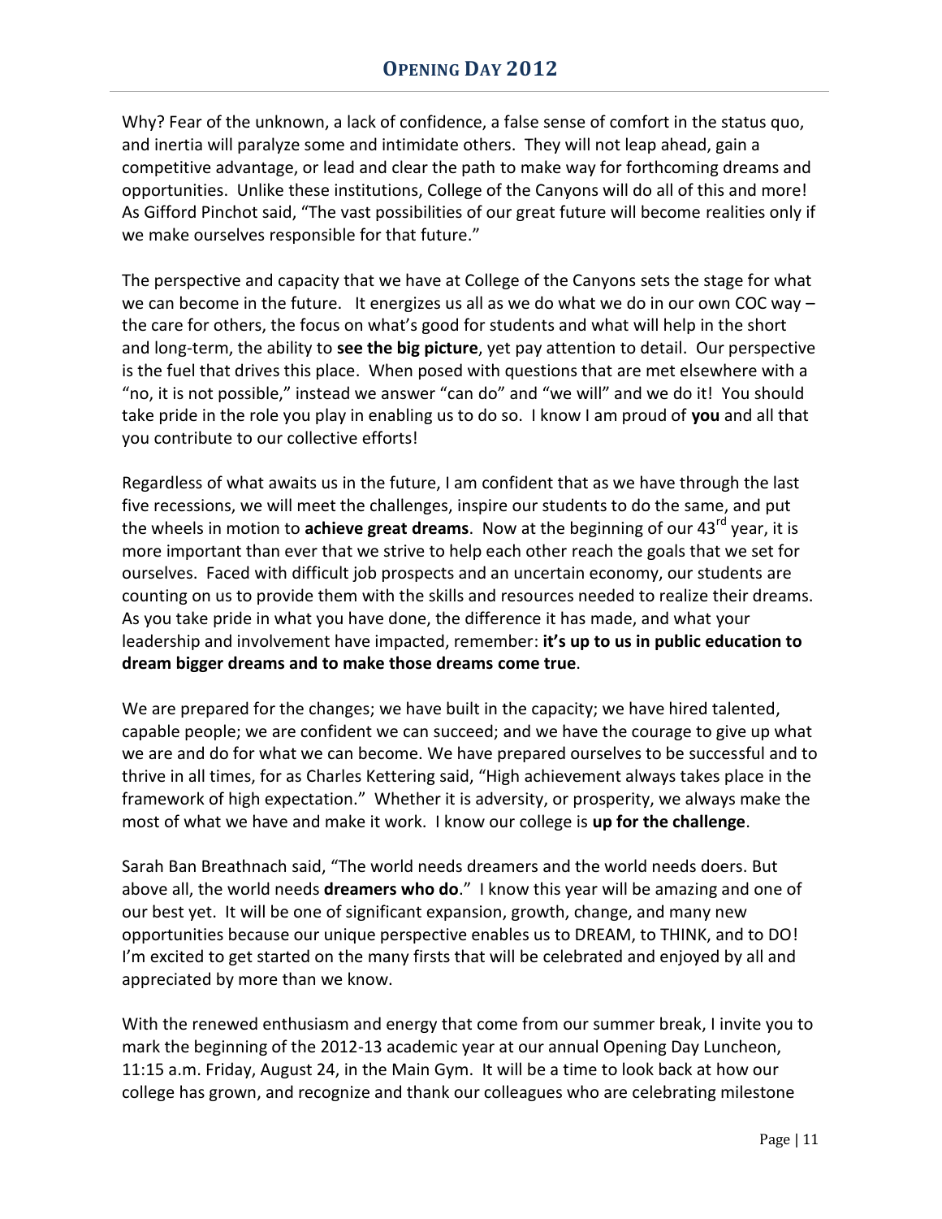Why? Fear of the unknown, a lack of confidence, a false sense of comfort in the status quo, and inertia will paralyze some and intimidate others. They will not leap ahead, gain a competitive advantage, or lead and clear the path to make way for forthcoming dreams and opportunities. Unlike these institutions, College of the Canyons will do all of this and more! As Gifford Pinchot said, "The vast possibilities of our great future will become realities only if we make ourselves responsible for that future."

The perspective and capacity that we have at College of the Canyons sets the stage for what we can become in the future. It energizes us all as we do what we do in our own COC way – the care for others, the focus on what's good for students and what will help in the short and long-term, the ability to **see the big picture**, yet pay attention to detail. Our perspective is the fuel that drives this place. When posed with questions that are met elsewhere with a "no, it is not possible," instead we answer "can do" and "we will" and we do it! You should take pride in the role you play in enabling us to do so. I know I am proud of **you** and all that you contribute to our collective efforts!

Regardless of what awaits us in the future, I am confident that as we have through the last five recessions, we will meet the challenges, inspire our students to do the same, and put the wheels in motion to **achieve great dreams**. Now at the beginning of our 43rd year, it is more important than ever that we strive to help each other reach the goals that we set for ourselves. Faced with difficult job prospects and an uncertain economy, our students are counting on us to provide them with the skills and resources needed to realize their dreams. As you take pride in what you have done, the difference it has made, and what your leadership and involvement have impacted, remember: **it's up to us in public education to dream bigger dreams and to make those dreams come true**.

We are prepared for the changes; we have built in the capacity; we have hired talented, capable people; we are confident we can succeed; and we have the courage to give up what we are and do for what we can become. We have prepared ourselves to be successful and to thrive in all times, for as Charles Kettering said, "High achievement always takes place in the framework of high expectation." Whether it is adversity, or prosperity, we always make the most of what we have and make it work. I know our college is **up for the challenge**.

Sarah Ban Breathnach said, "The world needs dreamers and the world needs doers. But above all, the world needs **dreamers who do**." I know this year will be amazing and one of our best yet. It will be one of significant expansion, growth, change, and many new opportunities because our unique perspective enables us to DREAM, to THINK, and to DO! I'm excited to get started on the many firsts that will be celebrated and enjoyed by all and appreciated by more than we know.

With the renewed enthusiasm and energy that come from our summer break, I invite you to mark the beginning of the 2012-13 academic year at our annual Opening Day Luncheon, 11:15 a.m. Friday, August 24, in the Main Gym. It will be a time to look back at how our college has grown, and recognize and thank our colleagues who are celebrating milestone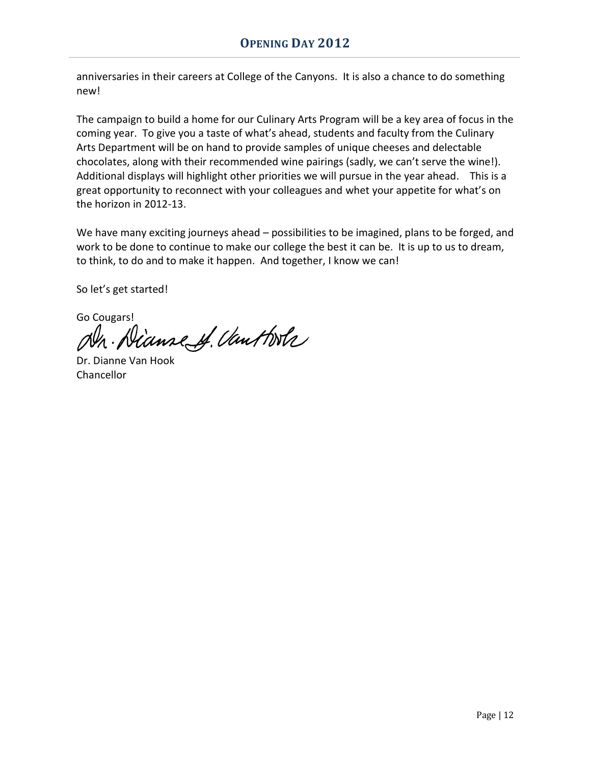anniversaries in their careers at College of the Canyons. It is also a chance to do something new!

The campaign to build a home for our Culinary Arts Program will be a key area of focus in the coming year. To give you a taste of what's ahead, students and faculty from the Culinary Arts Department will be on hand to provide samples of unique cheeses and delectable chocolates, along with their recommended wine pairings (sadly, we can't serve the wine!). Additional displays will highlight other priorities we will pursue in the year ahead. This is a great opportunity to reconnect with your colleagues and whet your appetite for what's on the horizon in 2012-13.

We have many exciting journeys ahead – possibilities to be imagined, plans to be forged, and work to be done to continue to make our college the best it can be. It is up to us to dream, to think, to do and to make it happen. And together, I know we can!

So let's get started!

Go Cougars!

Dr. Dianne Van Hook
Chancellor